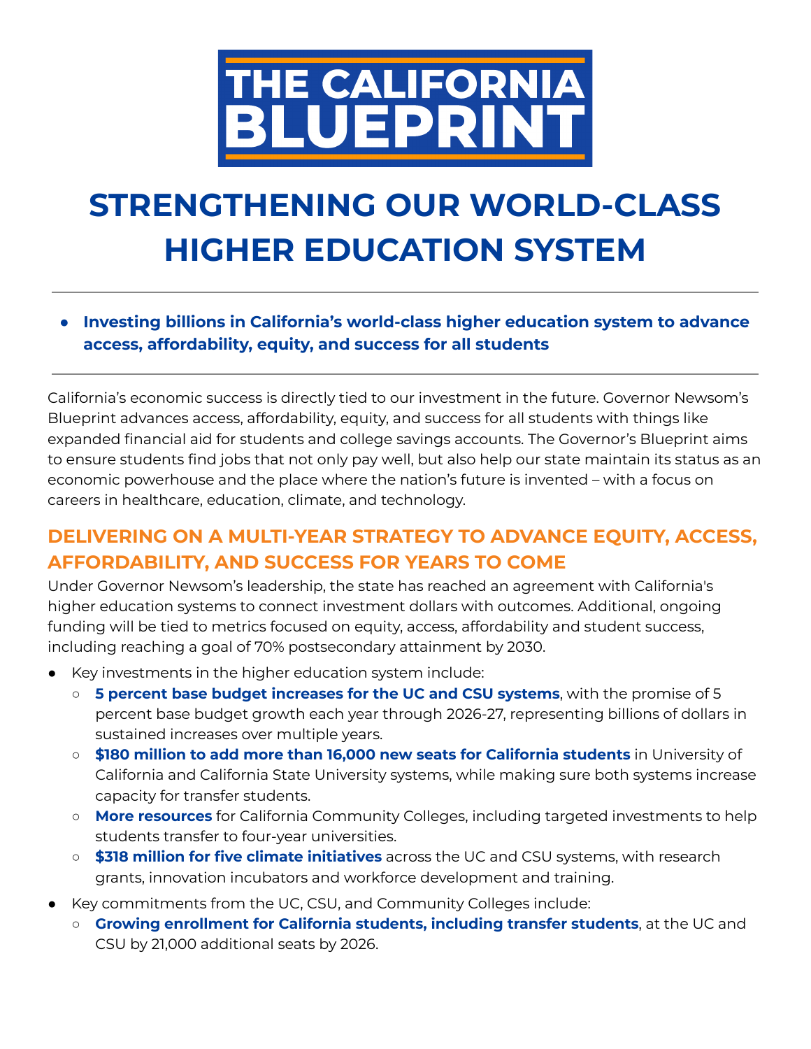# THE CALIFORNIA BLUEPRINT

# STRENGTHENING OUR WORLD-CLASS HIGHER EDUCATION SYSTEM

- **Investing billions in California's world-class higher education system to advance access, affordability, equity, and success for all students**

California's economic success is directly tied to our investment in the future. Governor Newsom's Blueprint advances access, affordability, equity, and success for all students with things like expanded financial aid for students and college savings accounts. The Governor's Blueprint aims to ensure students find jobs that not only pay well, but also help our state maintain its status as an economic powerhouse and the place where the nation's future is invented – with a focus on careers in healthcare, education, climate, and technology.

## DELIVERING ON A MULTI-YEAR STRATEGY TO ADVANCE EQUITY, ACCESS, AFFORDABILITY, AND SUCCESS FOR YEARS TO COME

Under Governor Newsom's leadership, the state has reached an agreement with California's higher education systems to connect investment dollars with outcomes. Additional, ongoing funding will be tied to metrics focused on equity, access, affordability and student success, including reaching a goal of 70% postsecondary attainment by 2030.

- Key investments in the higher education system include:
  - **5 percent base budget increases for the UC and CSU systems**, with the promise of 5 percent base budget growth each year through 2026-27, representing billions of dollars in sustained increases over multiple years.
  - **$180 million to add more than 16,000 new seats for California students** in University of California and California State University systems, while making sure both systems increase capacity for transfer students.
  - **More resources** for California Community Colleges, including targeted investments to help students transfer to four-year universities.
  - **$318 million for five climate initiatives** across the UC and CSU systems, with research grants, innovation incubators and workforce development and training.
- Key commitments from the UC, CSU, and Community Colleges include:
  - **Growing enrollment for California students, including transfer students**, at the UC and CSU by 21,000 additional seats by 2026.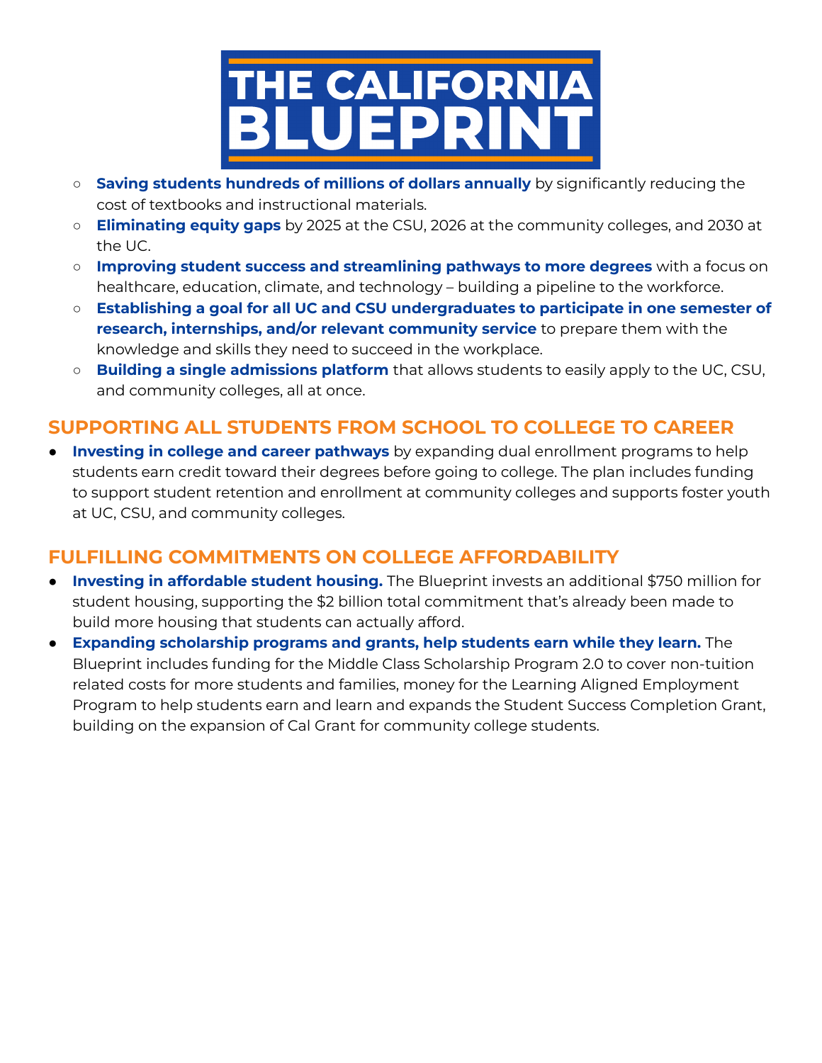# THE CALIFORNIA BLUEPRINT

- **Saving students hundreds of millions of dollars annually** by significantly reducing the cost of textbooks and instructional materials.
- **Eliminating equity gaps** by 2025 at the CSU, 2026 at the community colleges, and 2030 at the UC.
- **Improving student success and streamlining pathways to more degrees** with a focus on healthcare, education, climate, and technology – building a pipeline to the workforce.
- **Establishing a goal for all UC and CSU undergraduates to participate in one semester of research, internships, and/or relevant community service** to prepare them with the knowledge and skills they need to succeed in the workplace.
- **Building a single admissions platform** that allows students to easily apply to the UC, CSU, and community colleges, all at once.

## SUPPORTING ALL STUDENTS FROM SCHOOL TO COLLEGE TO CAREER

- **Investing in college and career pathways** by expanding dual enrollment programs to help students earn credit toward their degrees before going to college. The plan includes funding to support student retention and enrollment at community colleges and supports foster youth at UC, CSU, and community colleges.

## FULFILLING COMMITMENTS ON COLLEGE AFFORDABILITY

- **Investing in affordable student housing.** The Blueprint invests an additional $750 million for student housing, supporting the $2 billion total commitment that's already been made to build more housing that students can actually afford.
- **Expanding scholarship programs and grants, help students earn while they learn.** The Blueprint includes funding for the Middle Class Scholarship Program 2.0 to cover non-tuition related costs for more students and families, money for the Learning Aligned Employment Program to help students earn and learn and expands the Student Success Completion Grant, building on the expansion of Cal Grant for community college students.